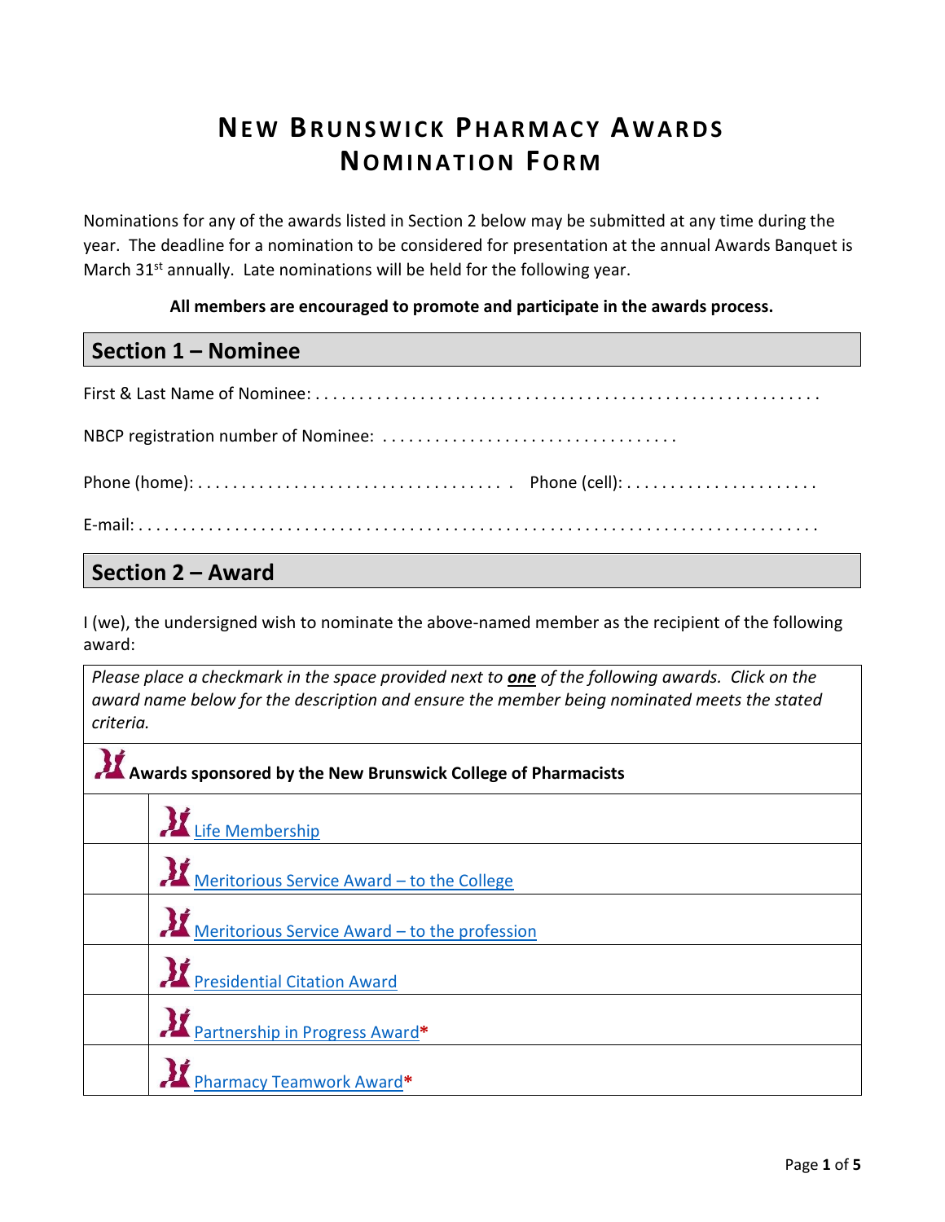# NEW BRUNSWICK PHARMACY AWARDS NOMINATION FORM

Nominations for any of the awards listed in Section 2 below may be submitted at any time during the year. The deadline for a nomination to be considered for presentation at the annual Awards Banquet is March 31[st] annually. Late nominations will be held for the following year.

**All members are encouraged to promote and participate in the awards process.**

## Section 1 – Nominee

First & Last Name of Nominee: . . . . . . . . . . . . . . . . . . . . . . . . . . . . . . . . . . . . . . . . . . . . . . . . . . . . . .

NBCP registration number of Nominee: . . . . . . . . . . . . . . . . . . . . . . . . . . . . . . . . .

Phone (home): . . . . . . . . . . . . . . . . . . . . . . . . . . . . . . . . . . . Phone (cell): . . . . . . . . . . . . . . . . . . . . . .

E-mail: . . . . . . . . . . . . . . . . . . . . . . . . . . . . . . . . . . . . . . . . . . . . . . . . . . . . . . . . . . . . . . . . . . . . . . . . .

## Section 2 – Award

I (we), the undersigned wish to nominate the above-named member as the recipient of the following award:

| *Please place a checkmark in the space provided next to **one** of the following awards. Click on the award name below for the description and ensure the member being nominated meets the stated criteria.* | |
|---|---|
| **Awards sponsored by the New Brunswick College of Pharmacists** | |
| | Life Membership |
| | Meritorious Service Award – to the College |
| | Meritorious Service Award – to the profession |
| | Presidential Citation Award |
| | Partnership in Progress Award* |
| | Pharmacy Teamwork Award* |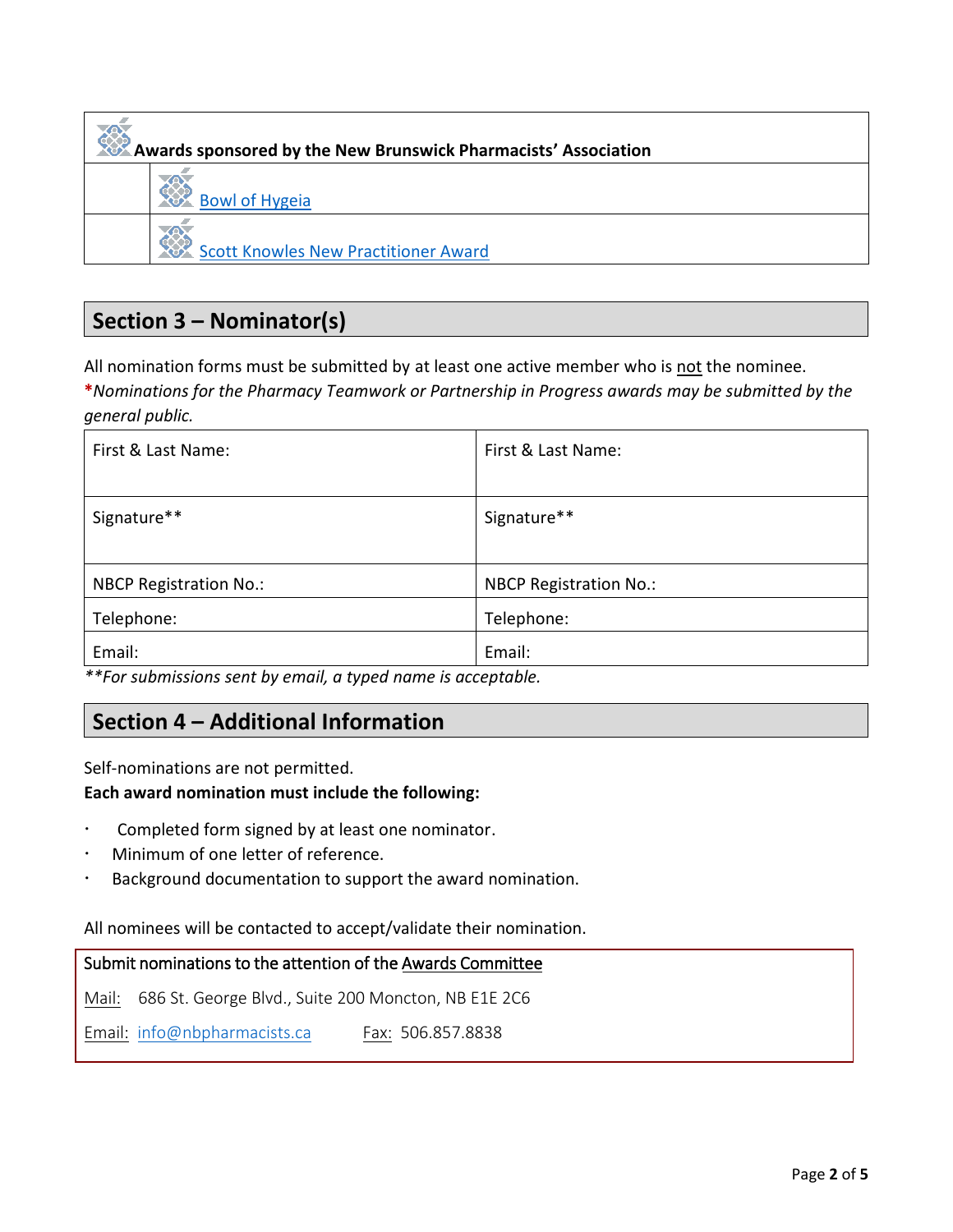| Awards sponsored by the New Brunswick Pharmacists' Association | |
|---|---|
| | Bowl of Hygeia |
| | Scott Knowles New Practitioner Award |

## Section 3 – Nominator(s)

All nomination forms must be submitted by at least one active member who is not the nominee.
\**Nominations for the Pharmacy Teamwork or Partnership in Progress awards may be submitted by the general public.*

| First & Last Name: | First & Last Name: |
|---|---|
| Signature** | Signature** |
| NBCP Registration No.: | NBCP Registration No.: |
| Telephone: | Telephone: |
| Email: | Email: |

*\*\*For submissions sent by email, a typed name is acceptable.*

## Section 4 – Additional Information

Self-nominations are not permitted.

**Each award nomination must include the following:**

- Completed form signed by at least one nominator.
- Minimum of one letter of reference.
- Background documentation to support the award nomination.

All nominees will be contacted to accept/validate their nomination.

Submit nominations to the attention of the Awards Committee

Mail: 686 St. George Blvd., Suite 200 Moncton, NB E1E 2C6

Email: info@nbpharmacists.ca Fax: 506.857.8838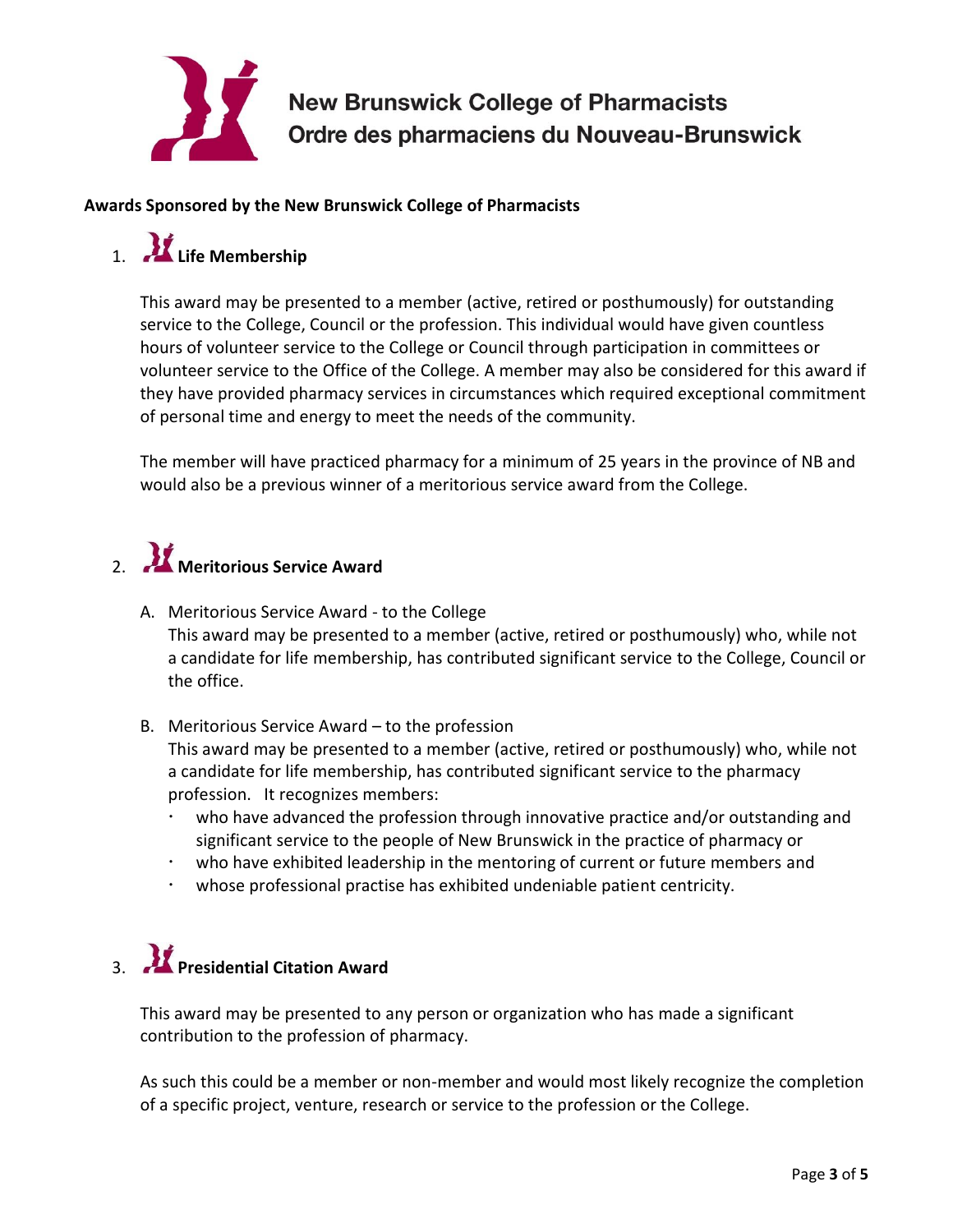New Brunswick College of Pharmacists
Ordre des pharmaciens du Nouveau-Brunswick

**Awards Sponsored by the New Brunswick College of Pharmacists**

## 1. Life Membership

This award may be presented to a member (active, retired or posthumously) for outstanding service to the College, Council or the profession. This individual would have given countless hours of volunteer service to the College or Council through participation in committees or volunteer service to the Office of the College. A member may also be considered for this award if they have provided pharmacy services in circumstances which required exceptional commitment of personal time and energy to meet the needs of the community.

The member will have practiced pharmacy for a minimum of 25 years in the province of NB and would also be a previous winner of a meritorious service award from the College.

## 2. Meritorious Service Award

A. Meritorious Service Award - to the College
   This award may be presented to a member (active, retired or posthumously) who, while not a candidate for life membership, has contributed significant service to the College, Council or the office.

B. Meritorious Service Award – to the profession
   This award may be presented to a member (active, retired or posthumously) who, while not a candidate for life membership, has contributed significant service to the pharmacy profession. It recognizes members:
   - who have advanced the profession through innovative practice and/or outstanding and significant service to the people of New Brunswick in the practice of pharmacy or
   - who have exhibited leadership in the mentoring of current or future members and
   - whose professional practise has exhibited undeniable patient centricity.

## 3. Presidential Citation Award

This award may be presented to any person or organization who has made a significant contribution to the profession of pharmacy.

As such this could be a member or non-member and would most likely recognize the completion of a specific project, venture, research or service to the profession or the College.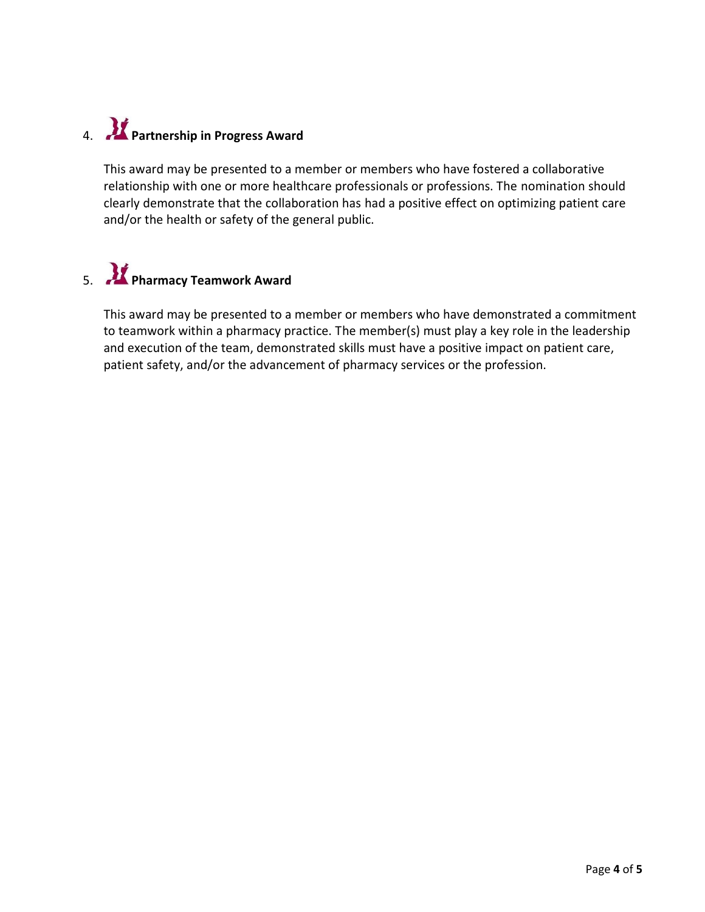4. **Partnership in Progress Award**

   This award may be presented to a member or members who have fostered a collaborative relationship with one or more healthcare professionals or professions. The nomination should clearly demonstrate that the collaboration has had a positive effect on optimizing patient care and/or the health or safety of the general public.

5. **Pharmacy Teamwork Award**

   This award may be presented to a member or members who have demonstrated a commitment to teamwork within a pharmacy practice. The member(s) must play a key role in the leadership and execution of the team, demonstrated skills must have a positive impact on patient care, patient safety, and/or the advancement of pharmacy services or the profession.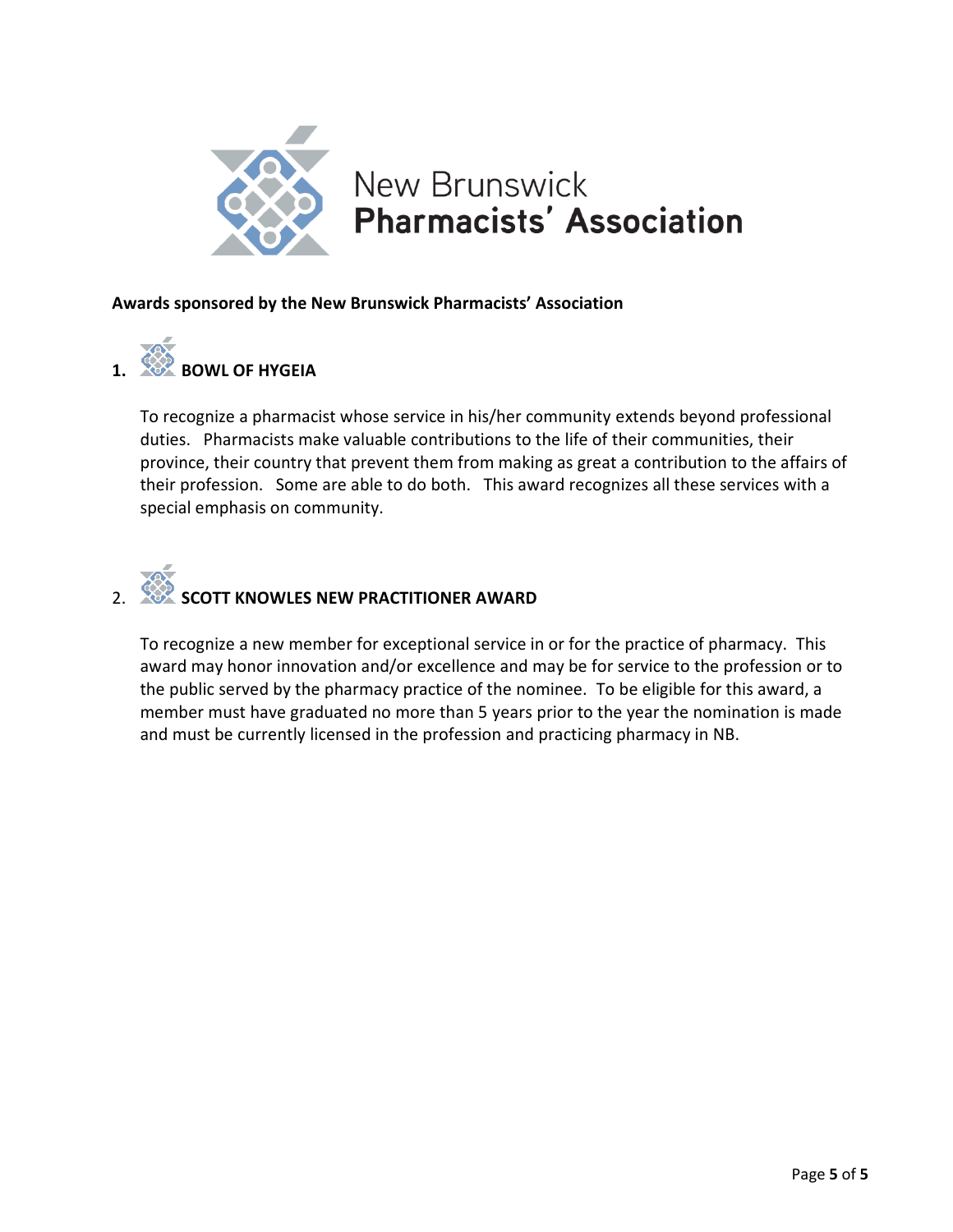New Brunswick
**Pharmacists' Association**

**Awards sponsored by the New Brunswick Pharmacists' Association**

**1. BOWL OF HYGEIA**

To recognize a pharmacist whose service in his/her community extends beyond professional duties. Pharmacists make valuable contributions to the life of their communities, their province, their country that prevent them from making as great a contribution to the affairs of their profession. Some are able to do both. This award recognizes all these services with a special emphasis on community.

2. **SCOTT KNOWLES NEW PRACTITIONER AWARD**

To recognize a new member for exceptional service in or for the practice of pharmacy. This award may honor innovation and/or excellence and may be for service to the profession or to the public served by the pharmacy practice of the nominee. To be eligible for this award, a member must have graduated no more than 5 years prior to the year the nomination is made and must be currently licensed in the profession and practicing pharmacy in NB.